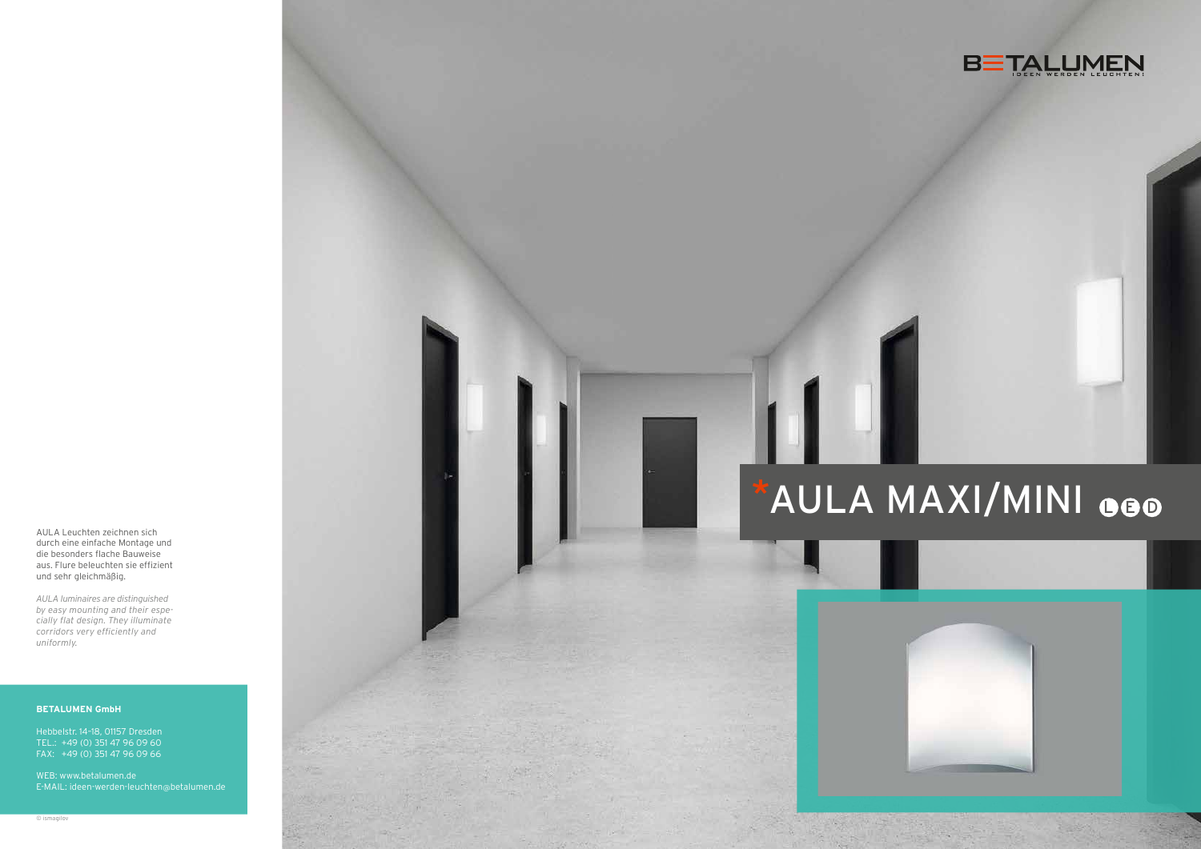BETALUMEN
IDEEN WERDEN LEUCHTEN!

# *AULA MAXI/MINI LED

AULA Leuchten zeichnen sich durch eine einfache Montage und die besonders flache Bauweise aus. Flure beleuchten sie effizient und sehr gleichmäßig.

*AULA luminaires are distinguished by easy mounting and their especially flat design. They illuminate corridors very efficiently and uniformly.*

**BETALUMEN GmbH**

Hebbelstr. 14-18, 01157 Dresden
TEL.: +49 (0) 351 47 96 09 60
FAX: +49 (0) 351 47 96 09 66

WEB: www.betalumen.de
E-MAIL: ideen-werden-leuchten@betalumen.de

© ismagilov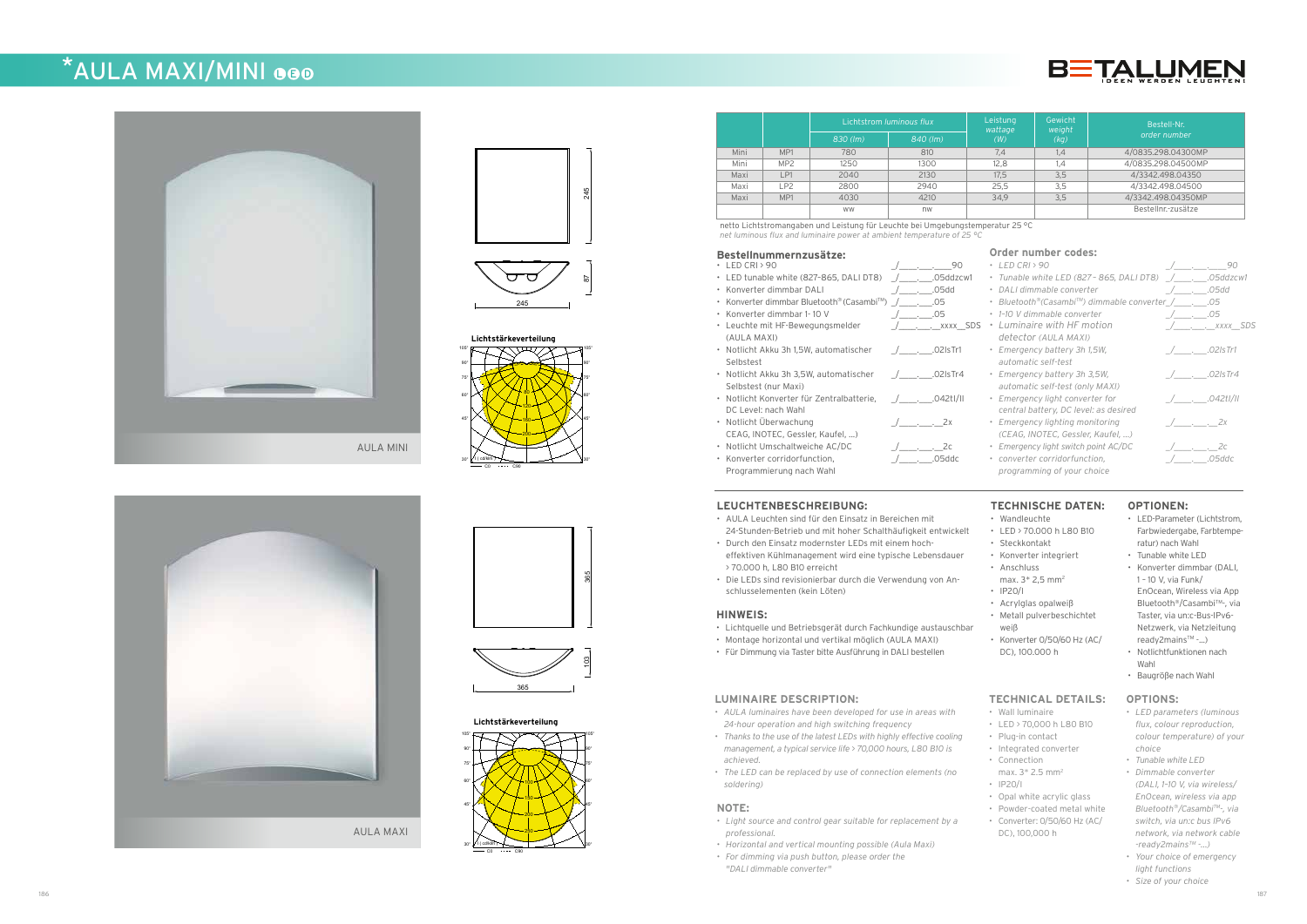# *AULA MAXI/MINI LED

BETALUMEN IDEEN WERDEN LEUCHTEN!

AULA MINI

245

87

245

Lichtstärkeverteilung

AULA MAXI

365

103

365

Lichtstärkeverteilung

| | | Lichtstrom *luminous flux* | | Leistung *wattage* (W) | Gewicht *weight* (kg) | Bestell-Nr. *order number* |
|---|---|---|---|---|---|---|
| | | 830 (lm) | 840 (lm) | | | |
| Mini | MP1 | 780 | 810 | 7,4 | 1,4 | 4/0835.298.04300MP |
| Mini | MP2 | 1250 | 1300 | 12,8 | 1,4 | 4/0835.298.04500MP |
| Maxi | LP1 | 2040 | 2130 | 17,5 | 3,5 | 4/3342.498.04350 |
| Maxi | LP2 | 2800 | 2940 | 25,5 | 3,5 | 4/3342.498.04500 |
| Maxi | MP1 | 4030 | 4210 | 34,9 | 3,5 | 4/3342.498.04350MP |
| | | ww | nw | | | Bestellnr.-zusätze |

netto Lichtstromangaben und Leistung für Leuchte bei Umgebungstemperatur 25 °C
*net luminous flux and luminaire power at ambient temperature of 25 °C*

**Bestellnummernzusätze:**

- LED CRI > 90 _/___.___.___90
- LED tunable white (827–865, DALI DT8) _/___.___.05ddzcw1
- Konverter dimmbar DALI _/___.___.05dd
- Konverter dimmbar Bluetooth® (Casambi™) _/___.___.05
- Konverter dimmbar 1- 10 V _/___.___.05
- Leuchte mit HF-Bewegungsmelder (AULA MAXI) _/___.___.__xxxx__SDS
- Notlicht Akku 3h 1,5W, automatischer Selbstest _/___.___.02lsTr1
- Notlicht Akku 3h 3,5W, automatischer Selbstest (nur Maxi) _/___.___.02lsTr4
- Notlicht Konverter für Zentralbatterie, DC Level: nach Wahl _/___.___.042tl/ll
- Notlicht Überwachung CEAG, INOTEC, Gessler, Kaufel, ...) _/___.___.__2x
- Notlicht Umschaltweiche AC/DC _/___.___.__2c
- Konverter corridorfunction, Programmierung nach Wahl _/___.___.05ddc

**Order number codes:**

- *LED CRI > 90* _/___.___.___90
- *Tunable white LED (827– 865, DALI DT8)* _/___.___.05ddzcw1
- *DALI dimmable converter* _/___.___.05dd
- *Bluetooth®(Casambi™) dimmable converter* _/___.___.05
- *1–10 V dimmable converter* _/___.___.05
- *Luminaire with HF motion detector (AULA MAXI)* _/___.___.__xxxx__SDS
- *Emergency battery 3h 1,5W, automatic self-test* _/___.___.02lsTr1
- *Emergency battery 3h 3,5W, automatic self-test (only MAXI)* _/___.___.02lsTr4
- *Emergency light converter for central battery, DC level: as desired* _/___.___.042tl/ll
- *Emergency lighting monitoring (CEAG, INOTEC, Gessler, Kaufel, ...)* _/___.___.__2x
- *Emergency light switch point AC/DC* _/___.___.__2c
- *converter corridorfunction, programming of your choice* _/___.___.05ddc

## LEUCHTENBESCHREIBUNG:

- AULA Leuchten sind für den Einsatz in Bereichen mit 24-Stunden-Betrieb und mit hoher Schalthäufigkeit entwickelt
- Durch den Einsatz modernster LEDs mit einem hocheffektiven Kühlmanagement wird eine typische Lebensdauer > 70.000 h, L80 B10 erreicht
- Die LEDs sind revisionierbar durch die Verwendung von Anschlusselementen (kein Löten)

## HINWEIS:

- Lichtquelle und Betriebsgerät durch Fachkundige austauschbar
- Montage horizontal und vertikal möglich (AULA MAXI)
- Für Dimmung via Taster bitte Ausführung in DALI bestellen

## TECHNISCHE DATEN:

- Wandleuchte
- LED > 70.000 h L80 B10
- Steckkontakt
- Konverter integriert
- Anschluss max. 3* 2,5 mm²
- IP20/I
- Acrylglas opalweiß
- Metall pulverbeschichtet weiß
- Konverter 0/50/60 Hz (AC/DC), 100.000 h

## OPTIONEN:

- LED-Parameter (Lichtstrom, Farbwiedergabe, Farbtemperatur) nach Wahl
- Tunable white LED
- Konverter dimmbar (DALI, 1 – 10 V, via Funk/EnOcean, Wireless via App Bluetooth®/Casambi™-, via Taster, via un:c-Bus-IPv6-Netzwerk, via Netzleitung ready2mains™ -...)
- Notlichtfunktionen nach Wahl
- Baugröße nach Wahl

## LUMINAIRE DESCRIPTION:

- *AULA luminaires have been developed for use in areas with 24-hour operation and high switching frequency*
- *Thanks to the use of the latest LEDs with highly effective cooling management, a typical service life > 70,000 hours, L80 B10 is achieved.*
- *The LED can be replaced by use of connection elements (no soldering)*

## NOTE:

- *Light source and control gear suitable for replacement by a professional.*
- *Horizontal and vertical mounting possible (Aula Maxi)*
- *For dimming via push button, please order the "DALI dimmable converter"*

## TECHNICAL DETAILS:

- Wall luminaire
- LED > 70,000 h L80 B10
- Plug-in contact
- Integrated converter
- Connection max. 3* 2.5 mm²
- IP20/I
- Opal white acrylic glass
- Powder-coated metal white
- Converter: 0/50/60 Hz (AC/DC), 100,000 h

## OPTIONS:

- *LED parameters (luminous flux, colour reproduction, colour temperature) of your choice*
- *Tunable white LED*
- *Dimmable converter (DALI, 1–10 V, via wireless/EnOcean, wireless via app Bluetooth®/Casambi™-, via switch, via un:c bus IPv6 network, via network cable -ready2mains™ -...)*
- *Your choice of emergency light functions*
- *Size of your choice*